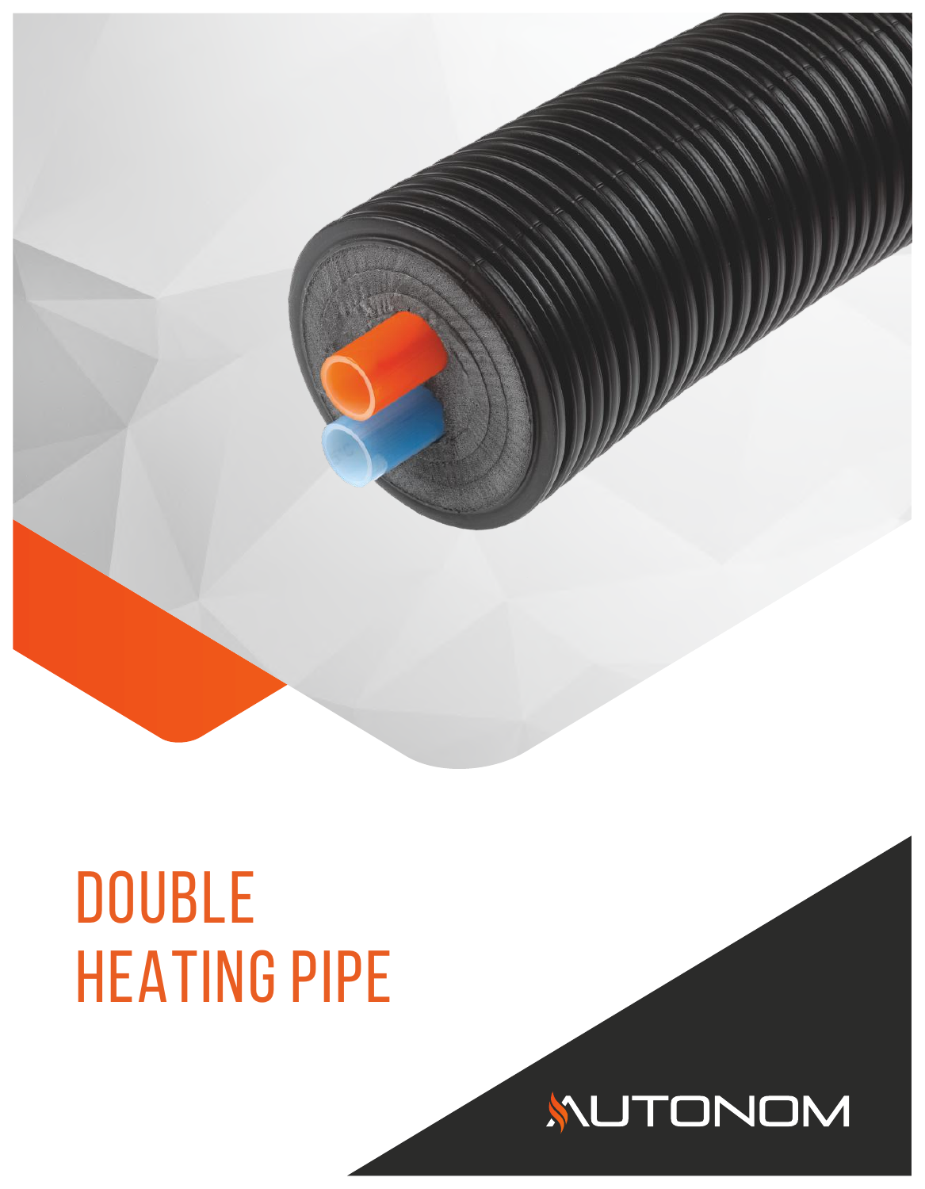# DOUBLE HEATING PIPE

AUTONOM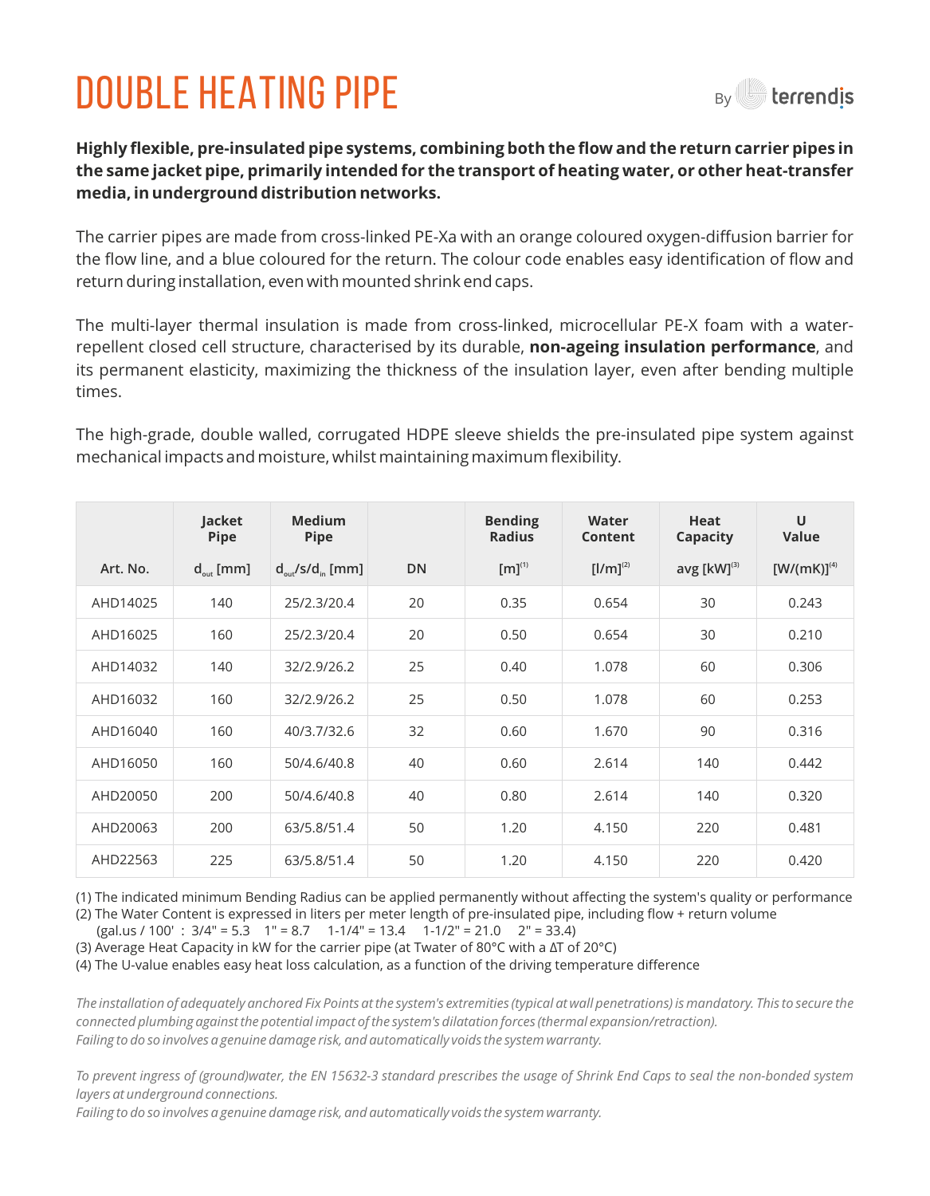# DOUBLE HEATING PIPE

By terrendis

**Highly flexible, pre-insulated pipe systems, combining both the flow and the return carrier pipes in the same jacket pipe, primarily intended for the transport of heating water, or other heat-transfer media, in underground distribution networks.**

The carrier pipes are made from cross-linked PE-Xa with an orange coloured oxygen-diffusion barrier for the flow line, and a blue coloured for the return. The colour code enables easy identification of flow and return during installation, even with mounted shrink end caps.

The multi-layer thermal insulation is made from cross-linked, microcellular PE-X foam with a water-repellent closed cell structure, characterised by its durable, **non-ageing insulation performance**, and its permanent elasticity, maximizing the thickness of the insulation layer, even after bending multiple times.

The high-grade, double walled, corrugated HDPE sleeve shields the pre-insulated pipe system against mechanical impacts and moisture, whilst maintaining maximum flexibility.

| | Jacket Pipe | Medium Pipe | | Bending Radius | Water Content | Heat Capacity | U Value |
|---|---|---|---|---|---|---|---|
| Art. No. | $d_{out}$ [mm] | $d_{out}$/s/$d_{in}$ [mm] | DN | [m](1) | [l/m](2) | avg [kW](3) | [W/(mK)](4) |
| AHD14025 | 140 | 25/2.3/20.4 | 20 | 0.35 | 0.654 | 30 | 0.243 |
| AHD16025 | 160 | 25/2.3/20.4 | 20 | 0.50 | 0.654 | 30 | 0.210 |
| AHD14032 | 140 | 32/2.9/26.2 | 25 | 0.40 | 1.078 | 60 | 0.306 |
| AHD16032 | 160 | 32/2.9/26.2 | 25 | 0.50 | 1.078 | 60 | 0.253 |
| AHD16040 | 160 | 40/3.7/32.6 | 32 | 0.60 | 1.670 | 90 | 0.316 |
| AHD16050 | 160 | 50/4.6/40.8 | 40 | 0.60 | 2.614 | 140 | 0.442 |
| AHD20050 | 200 | 50/4.6/40.8 | 40 | 0.80 | 2.614 | 140 | 0.320 |
| AHD20063 | 200 | 63/5.8/51.4 | 50 | 1.20 | 4.150 | 220 | 0.481 |
| AHD22563 | 225 | 63/5.8/51.4 | 50 | 1.20 | 4.150 | 220 | 0.420 |

(1) The indicated minimum Bending Radius can be applied permanently without affecting the system's quality or performance
(2) The Water Content is expressed in liters per meter length of pre-insulated pipe, including flow + return volume
(gal.us / 100' : 3/4" = 5.3 1" = 8.7 1-1/4" = 13.4 1-1/2" = 21.0 2" = 33.4)
(3) Average Heat Capacity in kW for the carrier pipe (at Twater of 80°C with a ΔT of 20°C)
(4) The U-value enables easy heat loss calculation, as a function of the driving temperature difference

*The installation of adequately anchored Fix Points at the system's extremities (typical at wall penetrations) is mandatory. This to secure the connected plumbing against the potential impact of the system's dilatation forces (thermal expansion/retraction).*
*Failing to do so involves a genuine damage risk, and automatically voids the system warranty.*

*To prevent ingress of (ground)water, the EN 15632-3 standard prescribes the usage of Shrink End Caps to seal the non-bonded system layers at underground connections.*
*Failing to do so involves a genuine damage risk, and automatically voids the system warranty.*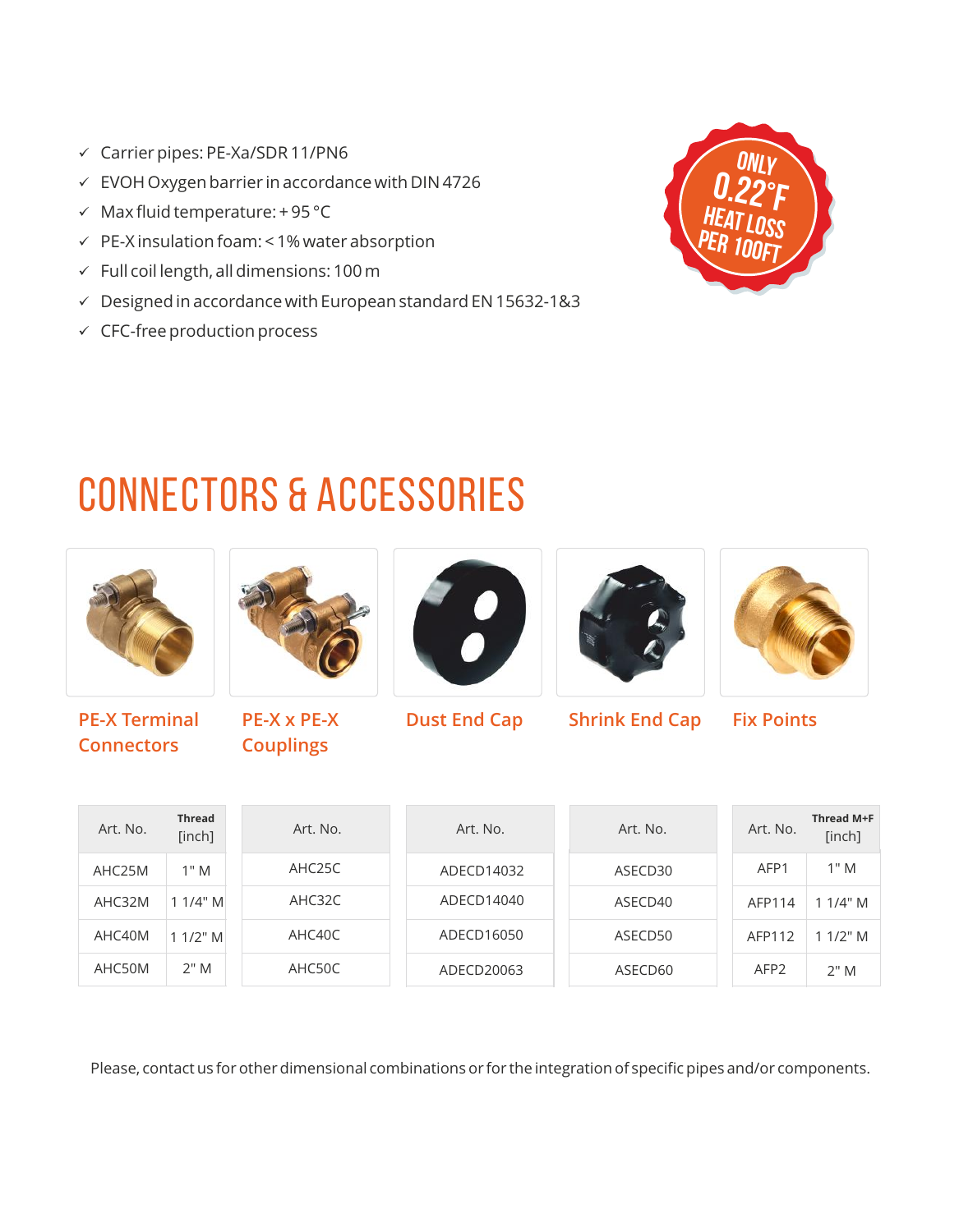- ✓ Carrier pipes: PE-Xa/SDR 11/PN6
- ✓ EVOH Oxygen barrier in accordance with DIN 4726
- ✓ Max fluid temperature: + 95 °C
- ✓ PE-X insulation foam: < 1% water absorption
- ✓ Full coil length, all dimensions: 100 m
- ✓ Designed in accordance with European standard EN 15632-1&3
- ✓ CFC-free production process

ONLY 0.22°F HEAT LOSS PER 100FT

# CONNECTORS & ACCESSORIES

**PE-X Terminal Connectors**

| Art. No. | Thread [inch] |
|---|---|
| AHC25M | 1" M |
| AHC32M | 1 1/4" M |
| AHC40M | 1 1/2" M |
| AHC50M | 2" M |

**PE-X x PE-X Couplings**

| Art. No. |
|---|
| AHC25C |
| AHC32C |
| AHC40C |
| AHC50C |

**Dust End Cap**

| Art. No. |
|---|
| ADECD14032 |
| ADECD14040 |
| ADECD16050 |
| ADECD20063 |

**Shrink End Cap**

| Art. No. |
|---|
| ASECD30 |
| ASECD40 |
| ASECD50 |
| ASECD60 |

**Fix Points**

| Art. No. | Thread M+F [inch] |
|---|---|
| AFP1 | 1" M |
| AFP114 | 1 1/4" M |
| AFP112 | 1 1/2" M |
| AFP2 | 2" M |

Please, contact us for other dimensional combinations or for the integration of specific pipes and/or components.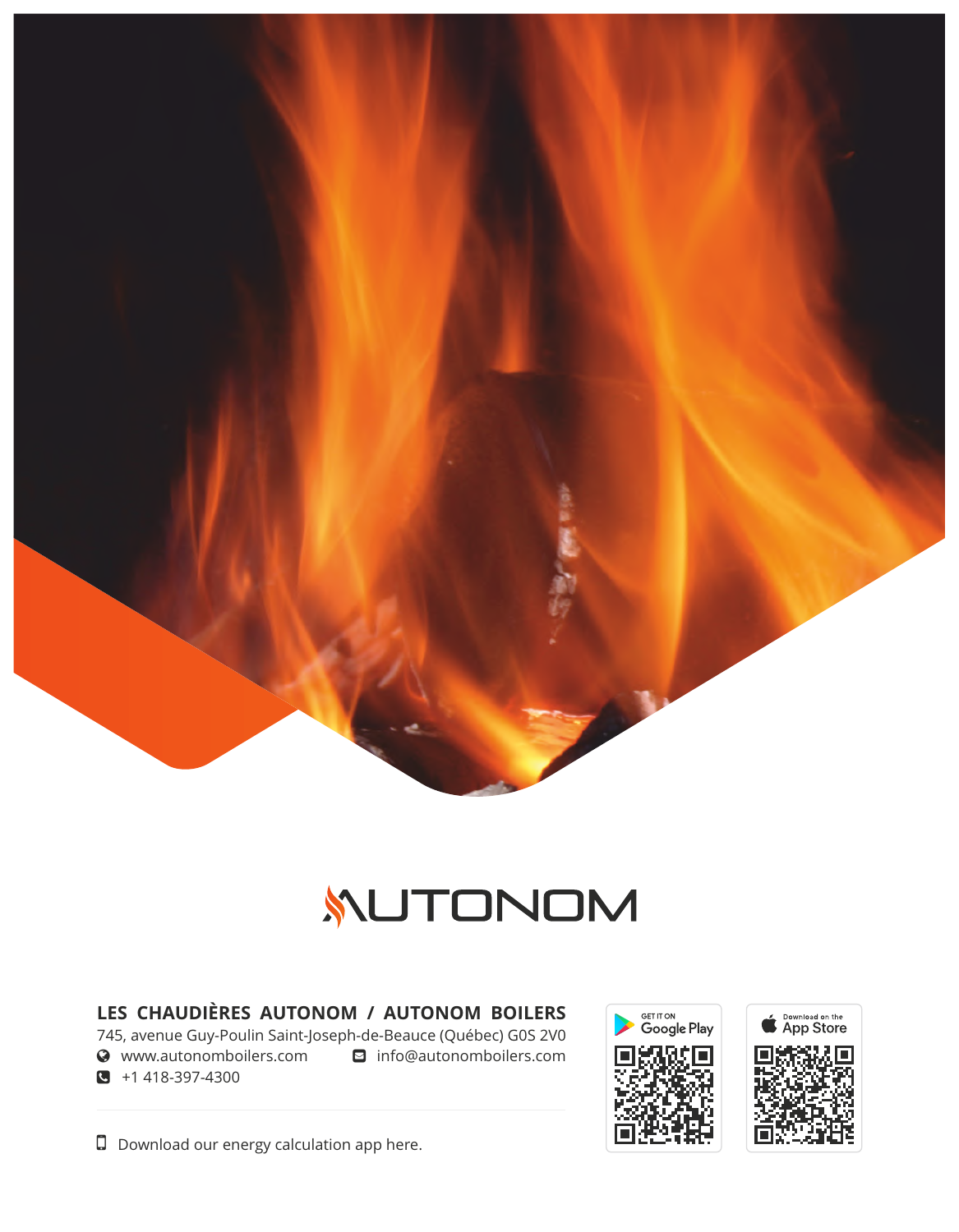AUTONOM

**LES CHAUDIÈRES AUTONOM / AUTONOM BOILERS**

745, avenue Guy-Poulin Saint-Joseph-de-Beauce (Québec) G0S 2V0

www.autonomboilers.com

info@autonomboilers.com

+1 418-397-4300

Download our energy calculation app here.

GET IT ON Google Play

Download on the App Store